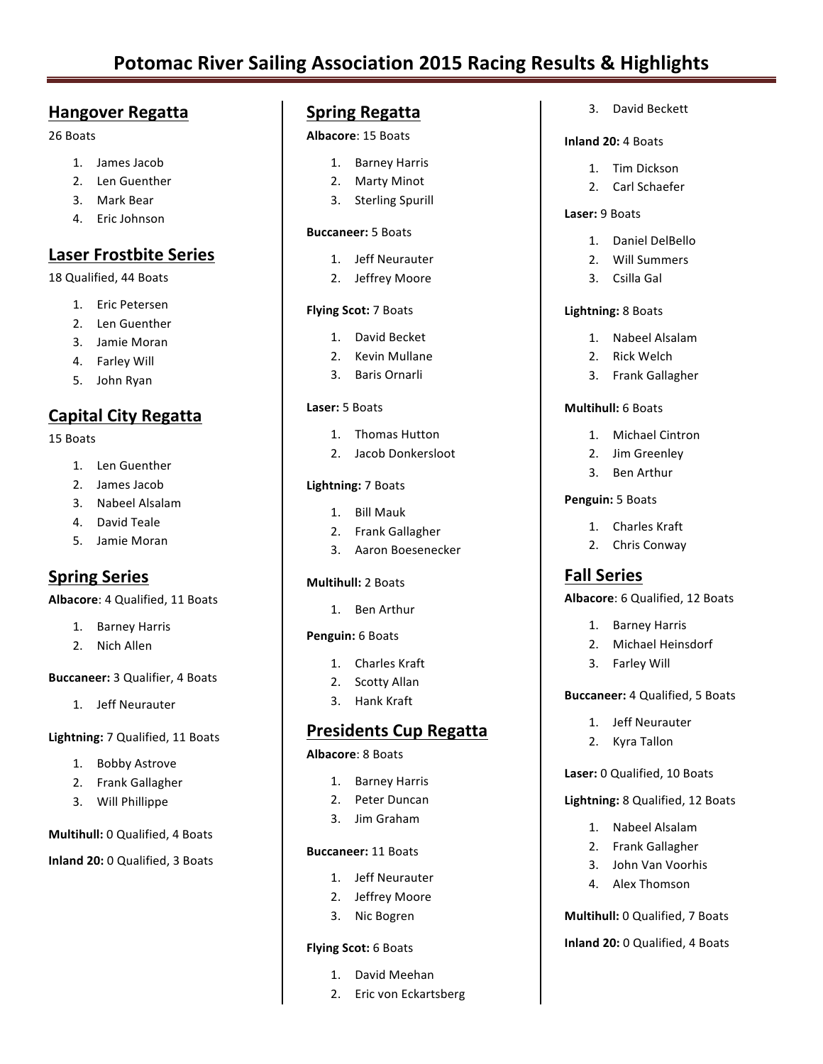# Potomac River Sailing Association 2015 Racing Results & Highlights

## Hangover Regatta

26 Boats

1. James Jacob
2. Len Guenther
3. Mark Bear
4. Eric Johnson

## Laser Frostbite Series

18 Qualified, 44 Boats

1. Eric Petersen
2. Len Guenther
3. Jamie Moran
4. Farley Will
5. John Ryan

## Capital City Regatta

15 Boats

1. Len Guenther
2. James Jacob
3. Nabeel Alsalam
4. David Teale
5. Jamie Moran

## Spring Series

**Albacore**: 4 Qualified, 11 Boats

1. Barney Harris
2. Nich Allen

**Buccaneer:** 3 Qualifier, 4 Boats

1. Jeff Neurauter

**Lightning:** 7 Qualified, 11 Boats

1. Bobby Astrove
2. Frank Gallagher
3. Will Phillippe

**Multihull:** 0 Qualified, 4 Boats

**Inland 20:** 0 Qualified, 3 Boats

## Spring Regatta

**Albacore**: 15 Boats

1. Barney Harris
2. Marty Minot
3. Sterling Spurill

**Buccaneer:** 5 Boats

1. Jeff Neurauter
2. Jeffrey Moore

**Flying Scot:** 7 Boats

1. David Becket
2. Kevin Mullane
3. Baris Ornarli

**Laser:** 5 Boats

1. Thomas Hutton
2. Jacob Donkersloot

**Lightning:** 7 Boats

1. Bill Mauk
2. Frank Gallagher
3. Aaron Boesenecker

**Multihull:** 2 Boats

1. Ben Arthur

**Penguin:** 6 Boats

1. Charles Kraft
2. Scotty Allan
3. Hank Kraft

## Presidents Cup Regatta

**Albacore**: 8 Boats

1. Barney Harris
2. Peter Duncan
3. Jim Graham

**Buccaneer:** 11 Boats

1. Jeff Neurauter
2. Jeffrey Moore
3. Nic Bogren

**Flying Scot:** 6 Boats

1. David Meehan
2. Eric von Eckartsberg
3. David Beckett

**Inland 20:** 4 Boats

1. Tim Dickson
2. Carl Schaefer

**Laser:** 9 Boats

1. Daniel DelBello
2. Will Summers
3. Csilla Gal

**Lightning:** 8 Boats

1. Nabeel Alsalam
2. Rick Welch
3. Frank Gallagher

**Multihull:** 6 Boats

1. Michael Cintron
2. Jim Greenley
3. Ben Arthur

**Penguin:** 5 Boats

1. Charles Kraft
2. Chris Conway

## Fall Series

**Albacore**: 6 Qualified, 12 Boats

1. Barney Harris
2. Michael Heinsdorf
3. Farley Will

**Buccaneer:** 4 Qualified, 5 Boats

1. Jeff Neurauter
2. Kyra Tallon

**Laser:** 0 Qualified, 10 Boats

**Lightning:** 8 Qualified, 12 Boats

1. Nabeel Alsalam
2. Frank Gallagher
3. John Van Voorhis
4. Alex Thomson

**Multihull:** 0 Qualified, 7 Boats

**Inland 20:** 0 Qualified, 4 Boats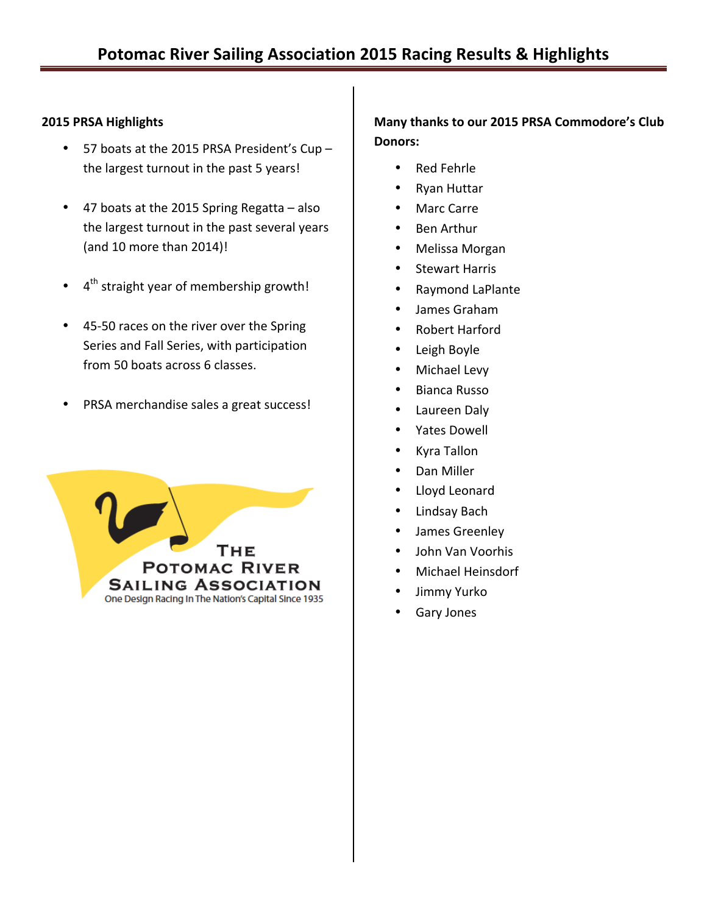# Potomac River Sailing Association 2015 Racing Results & Highlights

**2015 PRSA Highlights**

- 57 boats at the 2015 PRSA President's Cup – the largest turnout in the past 5 years!
- 47 boats at the 2015 Spring Regatta – also the largest turnout in the past several years (and 10 more than 2014)!
- 4th straight year of membership growth!
- 45-50 races on the river over the Spring Series and Fall Series, with participation from 50 boats across 6 classes.
- PRSA merchandise sales a great success!

The Potomac River Sailing Association
One Design Racing In The Nation's Capital Since 1935

**Many thanks to our 2015 PRSA Commodore's Club Donors:**

- Red Fehrle
- Ryan Huttar
- Marc Carre
- Ben Arthur
- Melissa Morgan
- Stewart Harris
- Raymond LaPlante
- James Graham
- Robert Harford
- Leigh Boyle
- Michael Levy
- Bianca Russo
- Laureen Daly
- Yates Dowell
- Kyra Tallon
- Dan Miller
- Lloyd Leonard
- Lindsay Bach
- James Greenley
- John Van Voorhis
- Michael Heinsdorf
- Jimmy Yurko
- Gary Jones